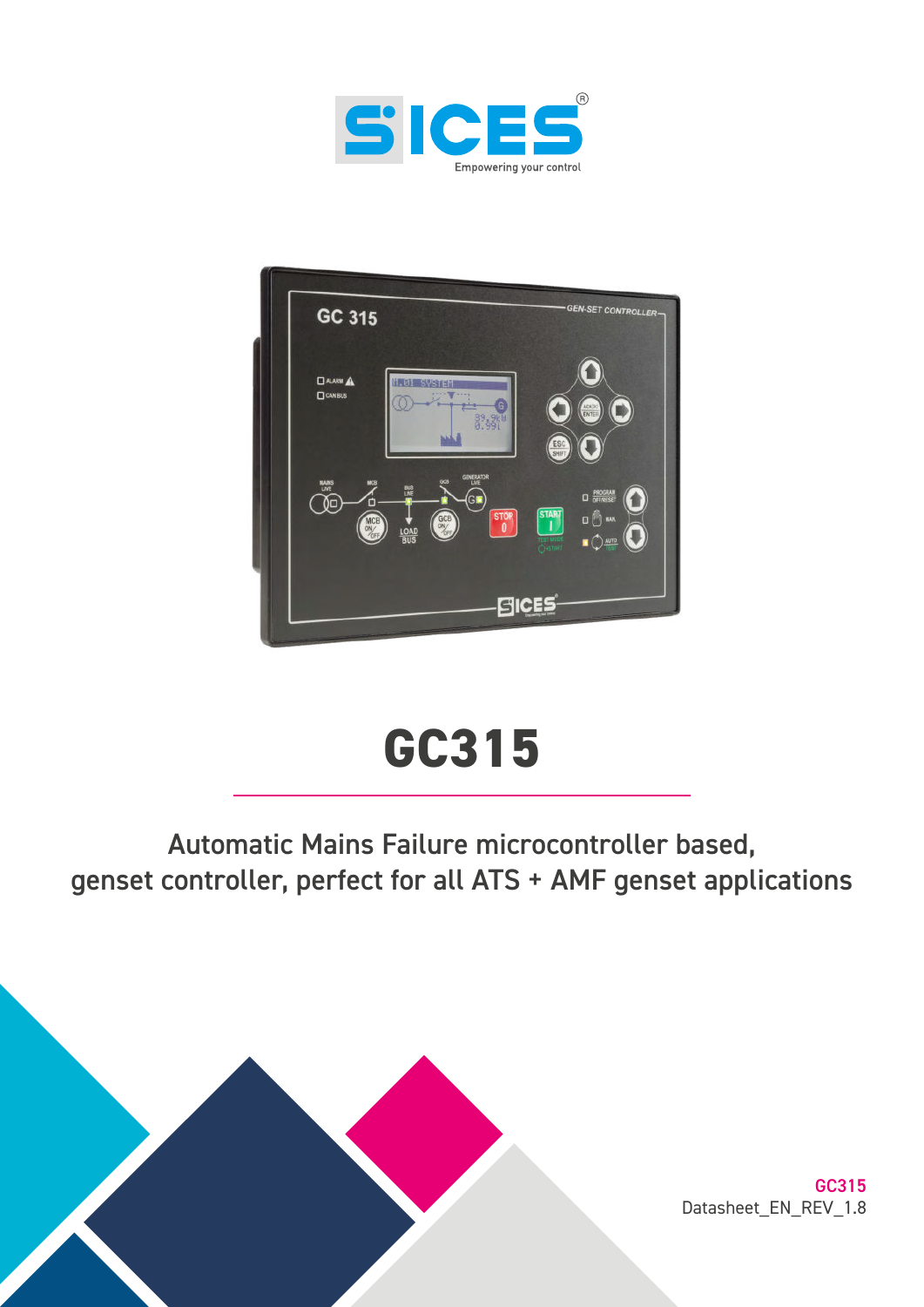SICES

Empowering your control

# GC315

Automatic Mains Failure microcontroller based, genset controller, perfect for all ATS + AMF genset applications

GC315
Datasheet_EN_REV_1.8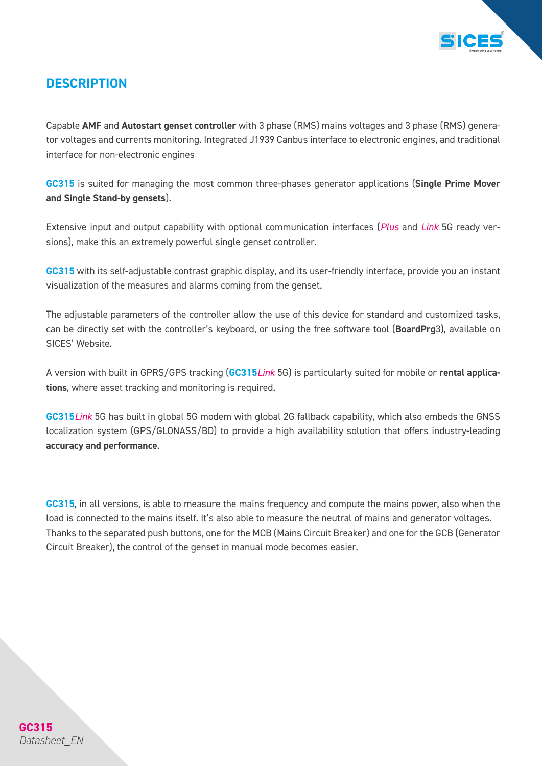## DESCRIPTION

Capable **AMF** and **Autostart genset controller** with 3 phase (RMS) mains voltages and 3 phase (RMS) generator voltages and currents monitoring. Integrated J1939 Canbus interface to electronic engines, and traditional interface for non-electronic engines

**GC315** is suited for managing the most common three-phases generator applications (**Single Prime Mover and Single Stand-by gensets**).

Extensive input and output capability with optional communication interfaces (*Plus* and *Link* 5G ready versions), make this an extremely powerful single genset controller.

**GC315** with its self-adjustable contrast graphic display, and its user-friendly interface, provide you an instant visualization of the measures and alarms coming from the genset.

The adjustable parameters of the controller allow the use of this device for standard and customized tasks, can be directly set with the controller's keyboard, or using the free software tool (**BoardPrg**3), available on SICES' Website.

A version with built in GPRS/GPS tracking (**GC315***Link* 5G) is particularly suited for mobile or **rental applications**, where asset tracking and monitoring is required.

**GC315***Link* 5G has built in global 5G modem with global 2G fallback capability, which also embeds the GNSS localization system (GPS/GLONASS/BD) to provide a high availability solution that offers industry-leading **accuracy and performance**.

**GC315**, in all versions, is able to measure the mains frequency and compute the mains power, also when the load is connected to the mains itself. It's also able to measure the neutral of mains and generator voltages. Thanks to the separated push buttons, one for the MCB (Mains Circuit Breaker) and one for the GCB (Generator Circuit Breaker), the control of the genset in manual mode becomes easier.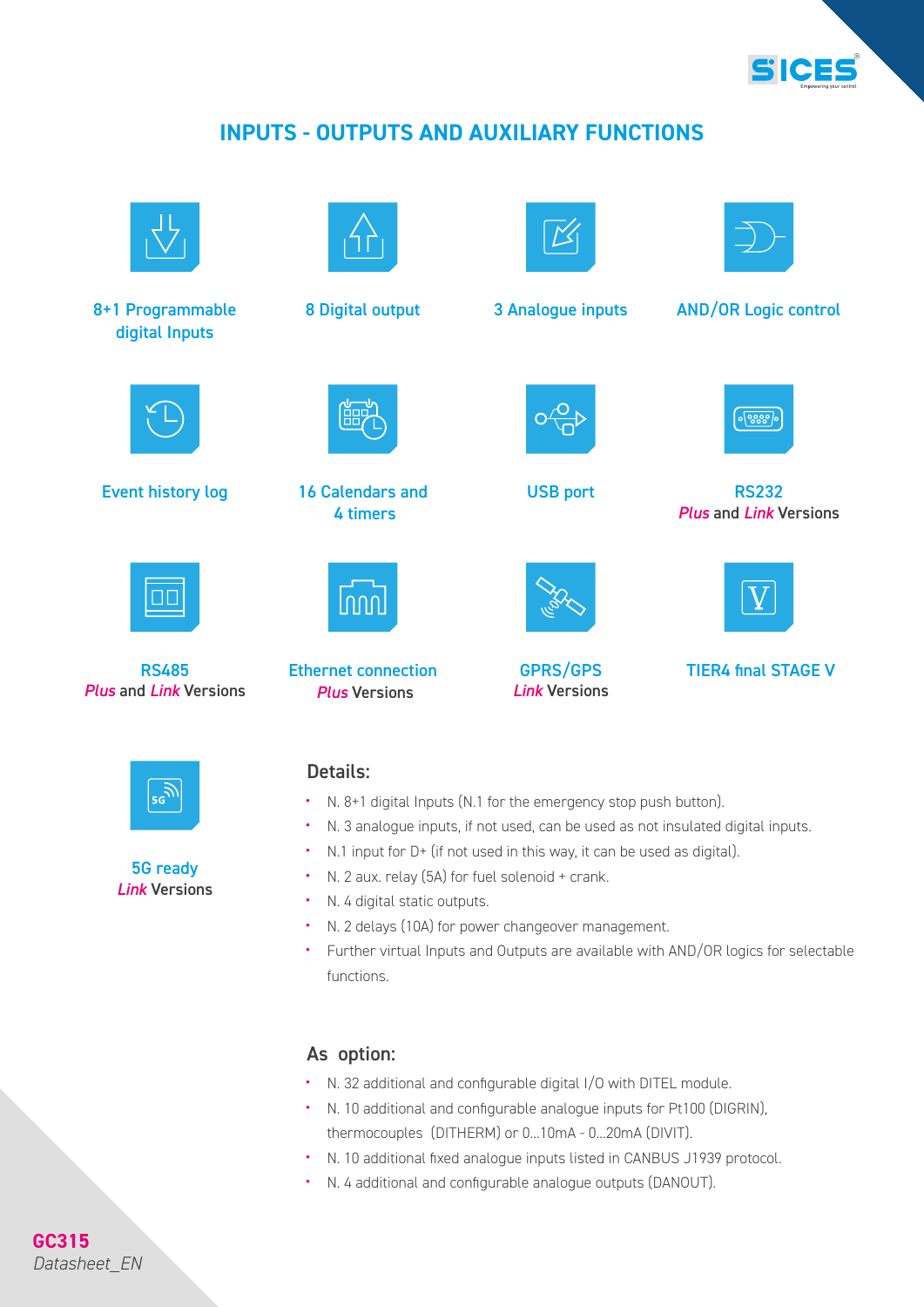# INPUTS - OUTPUTS AND AUXILIARY FUNCTIONS

8+1 Programmable digital Inputs

8 Digital output

3 Analogue inputs

AND/OR Logic control

Event history log

16 Calendars and 4 timers

USB port

RS232
*Plus* and *Link* Versions

RS485
*Plus* and *Link* Versions

Ethernet connection
*Plus* Versions

GPRS/GPS
*Link* Versions

TIER4 final STAGE V

5G ready
*Link* Versions

## Details:

- N. 8+1 digital Inputs (N.1 for the emergency stop push button).
- N. 3 analogue inputs, if not used, can be used as not insulated digital inputs.
- N.1 input for D+ (if not used in this way, it can be used as digital).
- N. 2 aux. relay (5A) for fuel solenoid + crank.
- N. 4 digital static outputs.
- N. 2 delays (10A) for power changeover management.
- Further virtual Inputs and Outputs are available with AND/OR logics for selectable functions.

## As option:

- N. 32 additional and configurable digital I/O with DITEL module.
- N. 10 additional and configurable analogue inputs for Pt100 (DIGRIN), thermocouples (DITHERM) or 0...10mA - 0...20mA (DIVIT).
- N. 10 additional fixed analogue inputs listed in CANBUS J1939 protocol.
- N. 4 additional and configurable analogue outputs (DANOUT).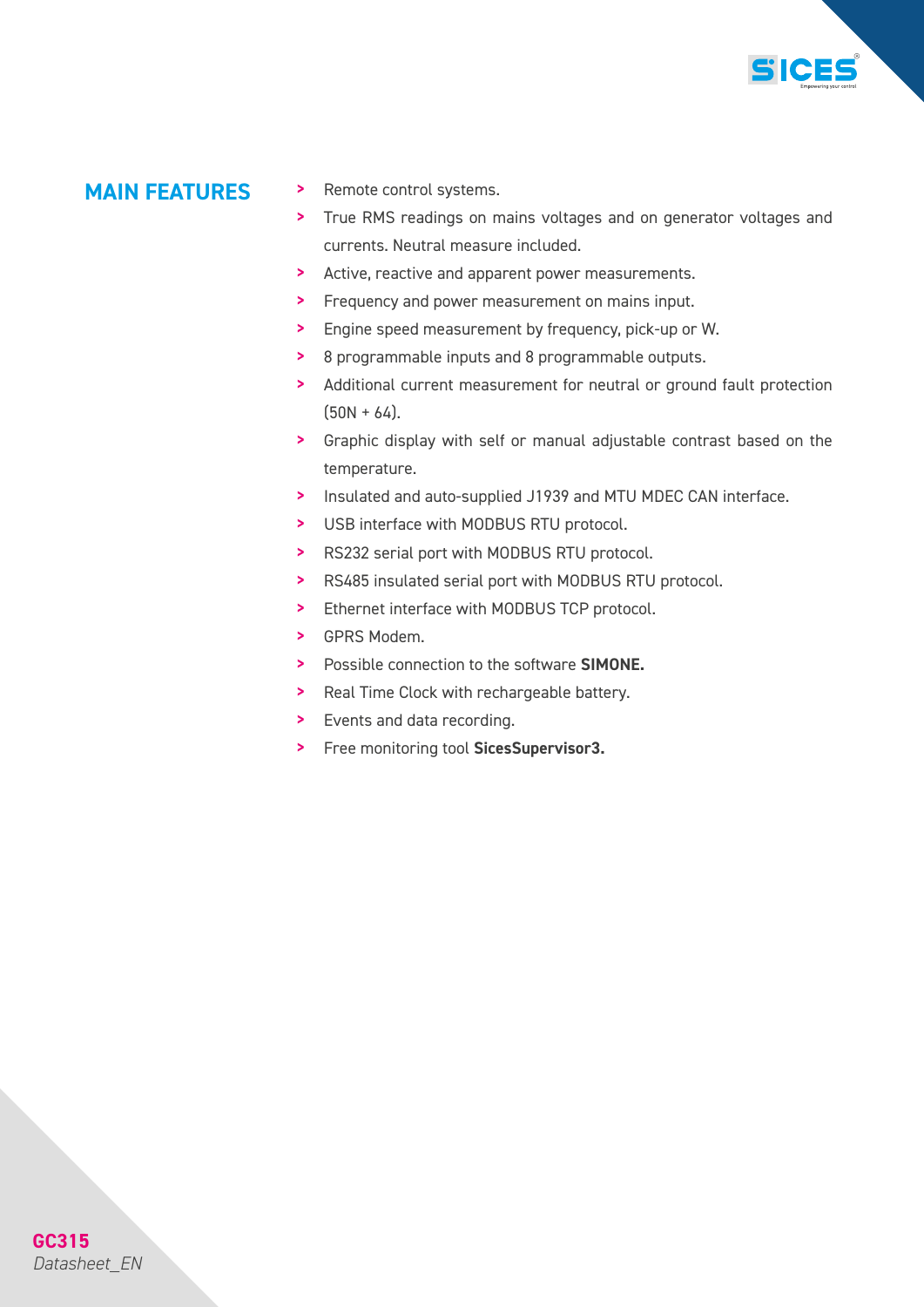## MAIN FEATURES

- Remote control systems.
- True RMS readings on mains voltages and on generator voltages and currents. Neutral measure included.
- Active, reactive and apparent power measurements.
- Frequency and power measurement on mains input.
- Engine speed measurement by frequency, pick-up or W.
- 8 programmable inputs and 8 programmable outputs.
- Additional current measurement for neutral or ground fault protection (50N + 64).
- Graphic display with self or manual adjustable contrast based on the temperature.
- Insulated and auto-supplied J1939 and MTU MDEC CAN interface.
- USB interface with MODBUS RTU protocol.
- RS232 serial port with MODBUS RTU protocol.
- RS485 insulated serial port with MODBUS RTU protocol.
- Ethernet interface with MODBUS TCP protocol.
- GPRS Modem.
- Possible connection to the software **SIMONE.**
- Real Time Clock with rechargeable battery.
- Events and data recording.
- Free monitoring tool **SicesSupervisor3.**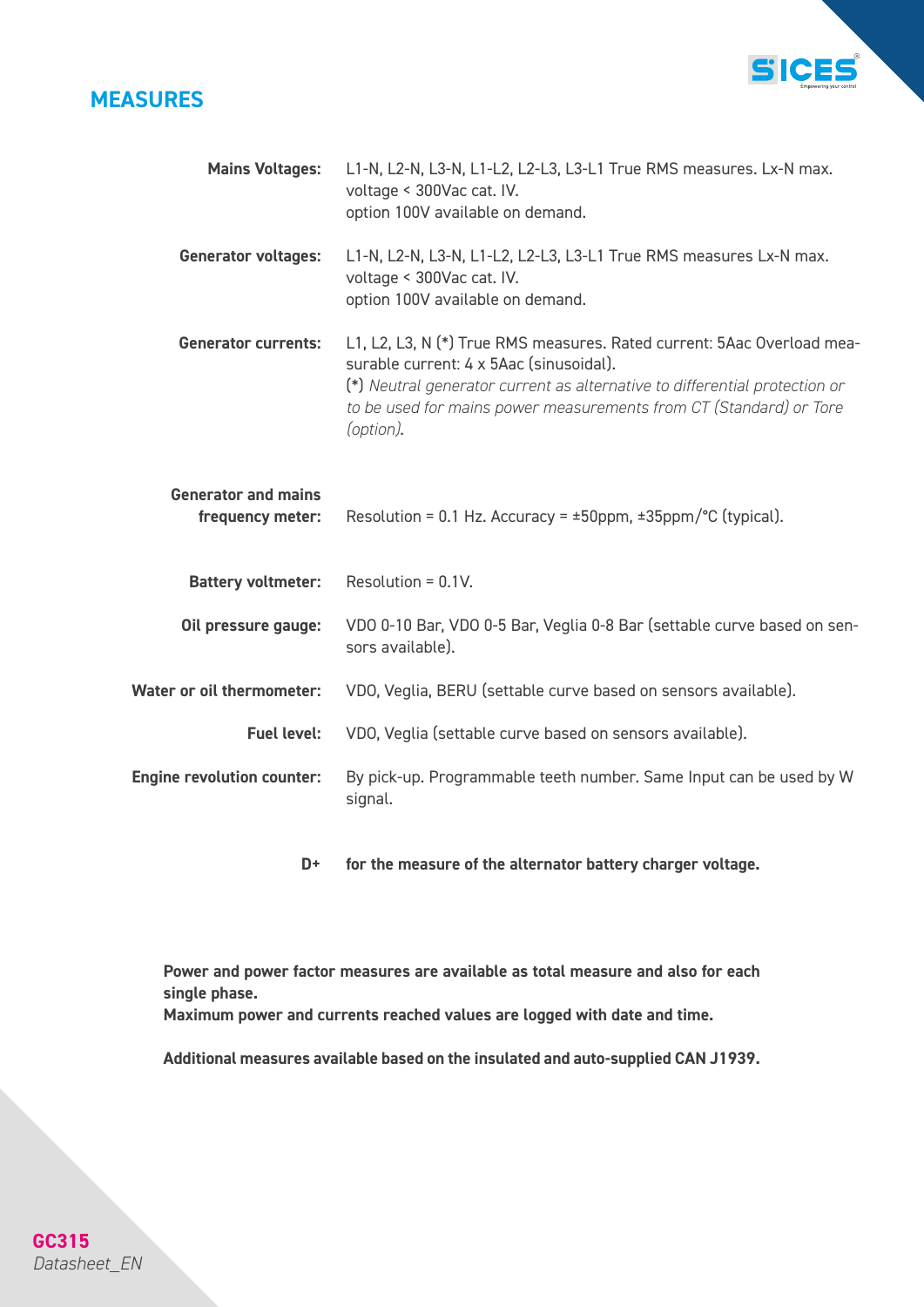## MEASURES

| | |
|---|---|
| **Mains Voltages:** | L1-N, L2-N, L3-N, L1-L2, L2-L3, L3-L1 True RMS measures. Lx-N max. voltage < 300Vac cat. IV. option 100V available on demand. |
| **Generator voltages:** | L1-N, L2-N, L3-N, L1-L2, L2-L3, L3-L1 True RMS measures Lx-N max. voltage < 300Vac cat. IV. option 100V available on demand. |
| **Generator currents:** | L1, L2, L3, N (*) True RMS measures. Rated current: 5Aac Overload measurable current: 4 x 5Aac (sinusoidal). (*) *Neutral generator current as alternative to differential protection or to be used for mains power measurements from CT (Standard) or Tore (option).* |
| **Generator and mains frequency meter:** | Resolution = 0.1 Hz. Accuracy = ±50ppm, ±35ppm/°C (typical). |
| **Battery voltmeter:** | Resolution = 0.1V. |
| **Oil pressure gauge:** | VDO 0-10 Bar, VDO 0-5 Bar, Veglia 0-8 Bar (settable curve based on sensors available). |
| **Water or oil thermometer:** | VDO, Veglia, BERU (settable curve based on sensors available). |
| **Fuel level:** | VDO, Veglia (settable curve based on sensors available). |
| **Engine revolution counter:** | By pick-up. Programmable teeth number. Same Input can be used by W signal. |
| **D+** | **for the measure of the alternator battery charger voltage.** |

**Power and power factor measures are available as total measure and also for each single phase.**
**Maximum power and currents reached values are logged with date and time.**

**Additional measures available based on the insulated and auto-supplied CAN J1939.**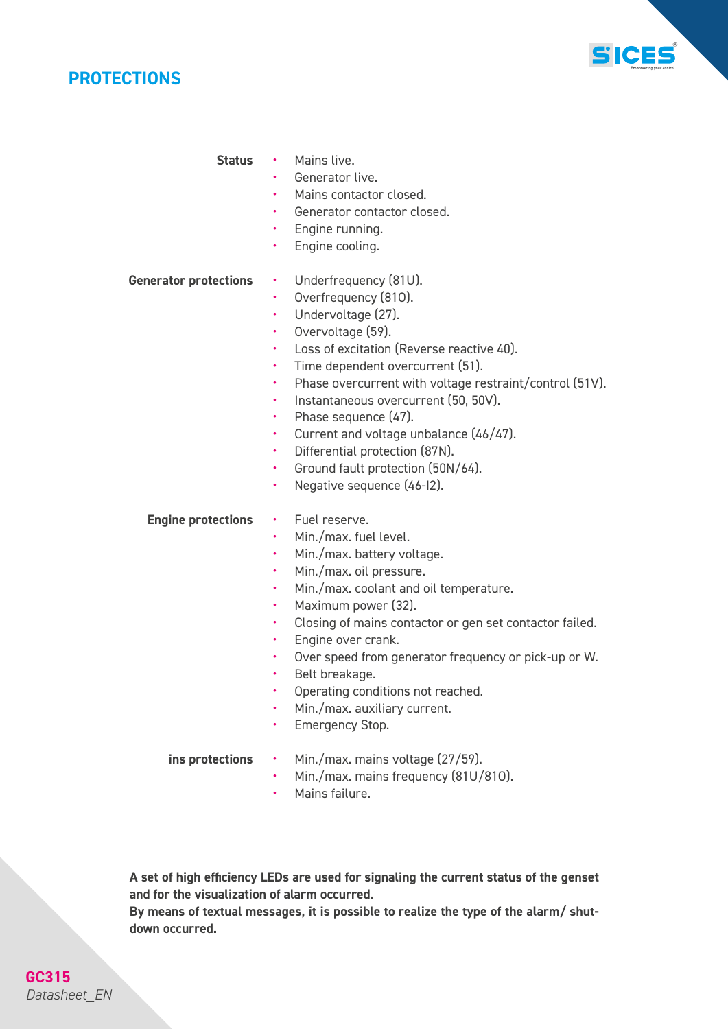## PROTECTIONS

**Status**

- Mains live.
- Generator live.
- Mains contactor closed.
- Generator contactor closed.
- Engine running.
- Engine cooling.

**Generator protections**

- Underfrequency (81U).
- Overfrequency (81O).
- Undervoltage (27).
- Overvoltage (59).
- Loss of excitation (Reverse reactive 40).
- Time dependent overcurrent (51).
- Phase overcurrent with voltage restraint/control (51V).
- Instantaneous overcurrent (50, 50V).
- Phase sequence (47).
- Current and voltage unbalance (46/47).
- Differential protection (87N).
- Ground fault protection (50N/64).
- Negative sequence (46-I2).

**Engine protections**

- Fuel reserve.
- Min./max. fuel level.
- Min./max. battery voltage.
- Min./max. oil pressure.
- Min./max. coolant and oil temperature.
- Maximum power (32).
- Closing of mains contactor or gen set contactor failed.
- Engine over crank.
- Over speed from generator frequency or pick-up or W.
- Belt breakage.
- Operating conditions not reached.
- Min./max. auxiliary current.
- Emergency Stop.

**ins protections**

- Min./max. mains voltage (27/59).
- Min./max. mains frequency (81U/81O).
- Mains failure.

**A set of high efficiency LEDs are used for signaling the current status of the genset and for the visualization of alarm occurred.**
**By means of textual messages, it is possible to realize the type of the alarm/ shut-down occurred.**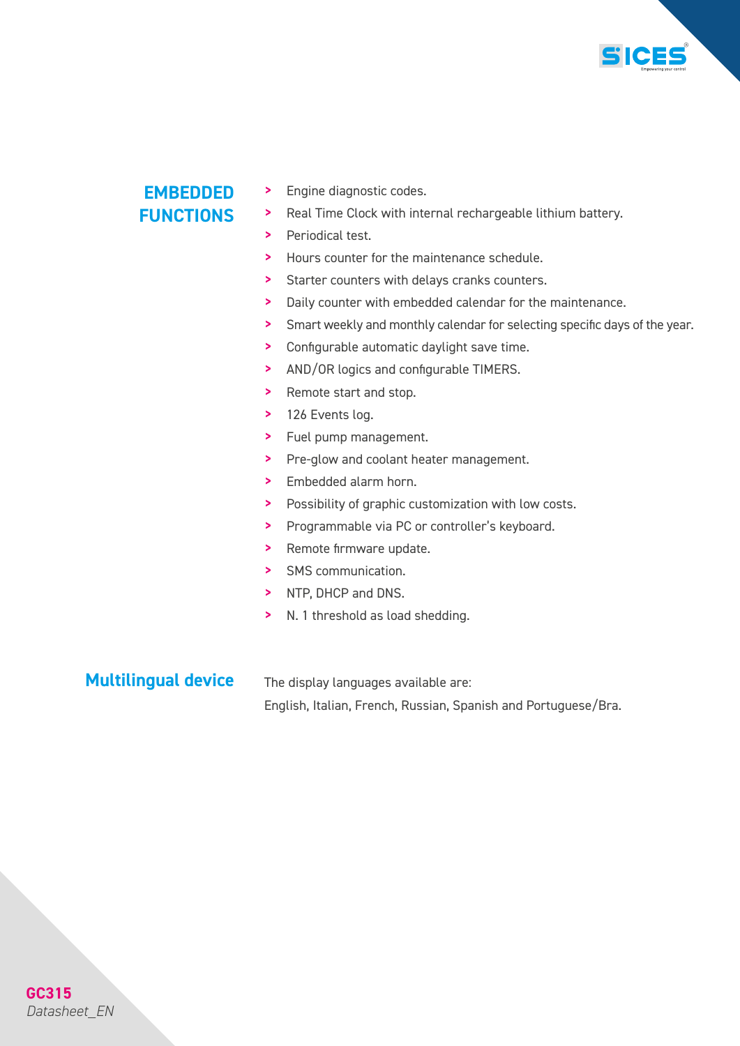## EMBEDDED FUNCTIONS

- Engine diagnostic codes.
- Real Time Clock with internal rechargeable lithium battery.
- Periodical test.
- Hours counter for the maintenance schedule.
- Starter counters with delays cranks counters.
- Daily counter with embedded calendar for the maintenance.
- Smart weekly and monthly calendar for selecting specific days of the year.
- Configurable automatic daylight save time.
- AND/OR logics and configurable TIMERS.
- Remote start and stop.
- 126 Events log.
- Fuel pump management.
- Pre-glow and coolant heater management.
- Embedded alarm horn.
- Possibility of graphic customization with low costs.
- Programmable via PC or controller's keyboard.
- Remote firmware update.
- SMS communication.
- NTP, DHCP and DNS.
- N. 1 threshold as load shedding.

## Multilingual device

The display languages available are:

English, Italian, French, Russian, Spanish and Portuguese/Bra.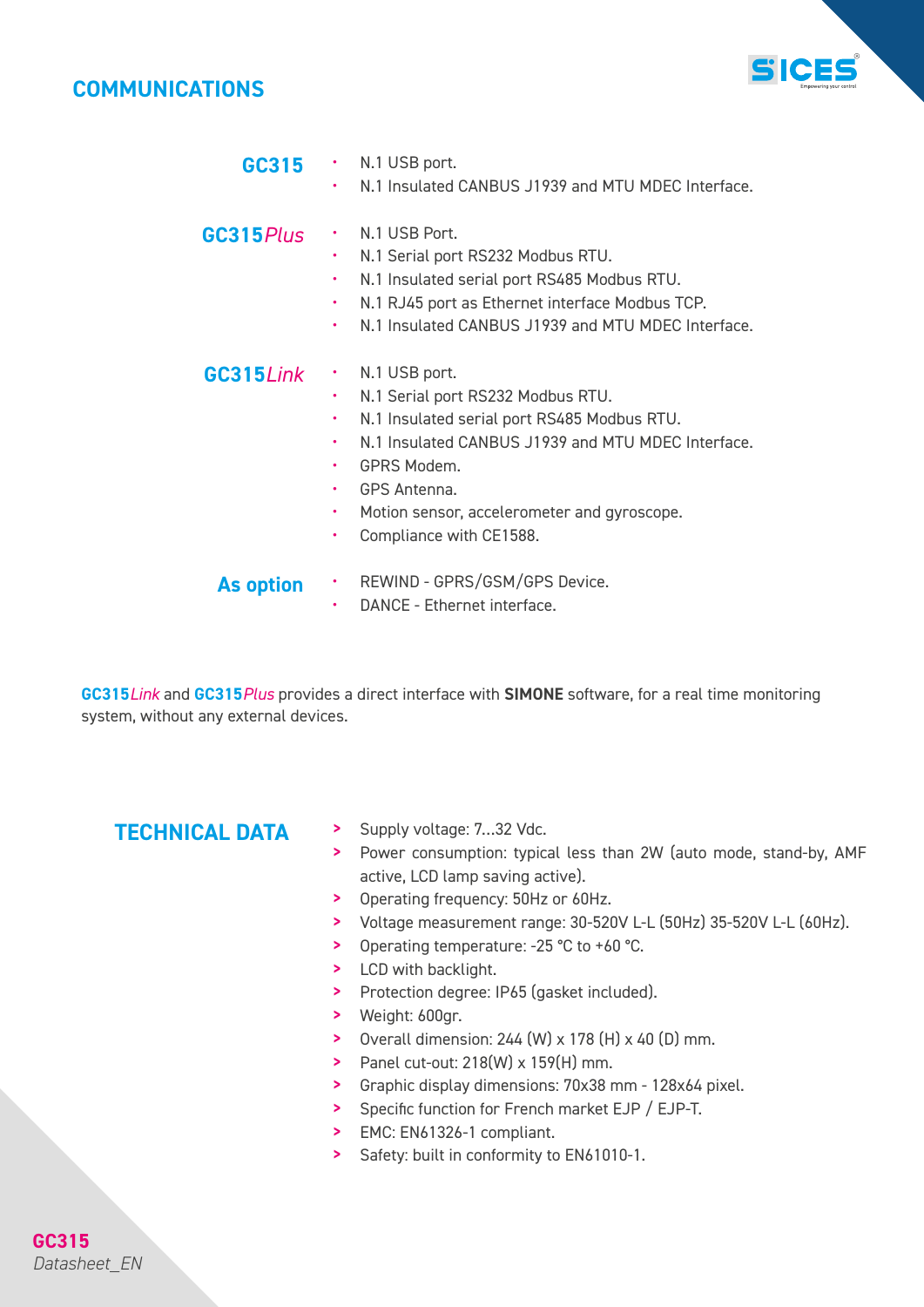## COMMUNICATIONS

### GC315

- N.1 USB port.
- N.1 Insulated CANBUS J1939 and MTU MDEC Interface.

### GC315*Plus*

- N.1 USB Port.
- N.1 Serial port RS232 Modbus RTU.
- N.1 Insulated serial port RS485 Modbus RTU.
- N.1 RJ45 port as Ethernet interface Modbus TCP.
- N.1 Insulated CANBUS J1939 and MTU MDEC Interface.

### GC315*Link*

- N.1 USB port.
- N.1 Serial port RS232 Modbus RTU.
- N.1 Insulated serial port RS485 Modbus RTU.
- N.1 Insulated CANBUS J1939 and MTU MDEC Interface.
- GPRS Modem.
- GPS Antenna.
- Motion sensor, accelerometer and gyroscope.
- Compliance with CE1588.

### As option

- REWIND - GPRS/GSM/GPS Device.
- DANCE - Ethernet interface.

**GC315***Link* and **GC315***Plus* provides a direct interface with **SIMONE** software, for a real time monitoring system, without any external devices.

## TECHNICAL DATA

- Supply voltage: 7...32 Vdc.
- Power consumption: typical less than 2W (auto mode, stand-by, AMF active, LCD lamp saving active).
- Operating frequency: 50Hz or 60Hz.
- Voltage measurement range: 30-520V L-L (50Hz) 35-520V L-L (60Hz).
- Operating temperature: -25 °C to +60 °C.
- LCD with backlight.
- Protection degree: IP65 (gasket included).
- Weight: 600gr.
- Overall dimension: 244 (W) x 178 (H) x 40 (D) mm.
- Panel cut-out: 218(W) x 159(H) mm.
- Graphic display dimensions: 70x38 mm - 128x64 pixel.
- Specific function for French market EJP / EJP-T.
- EMC: EN61326-1 compliant.
- Safety: built in conformity to EN61010-1.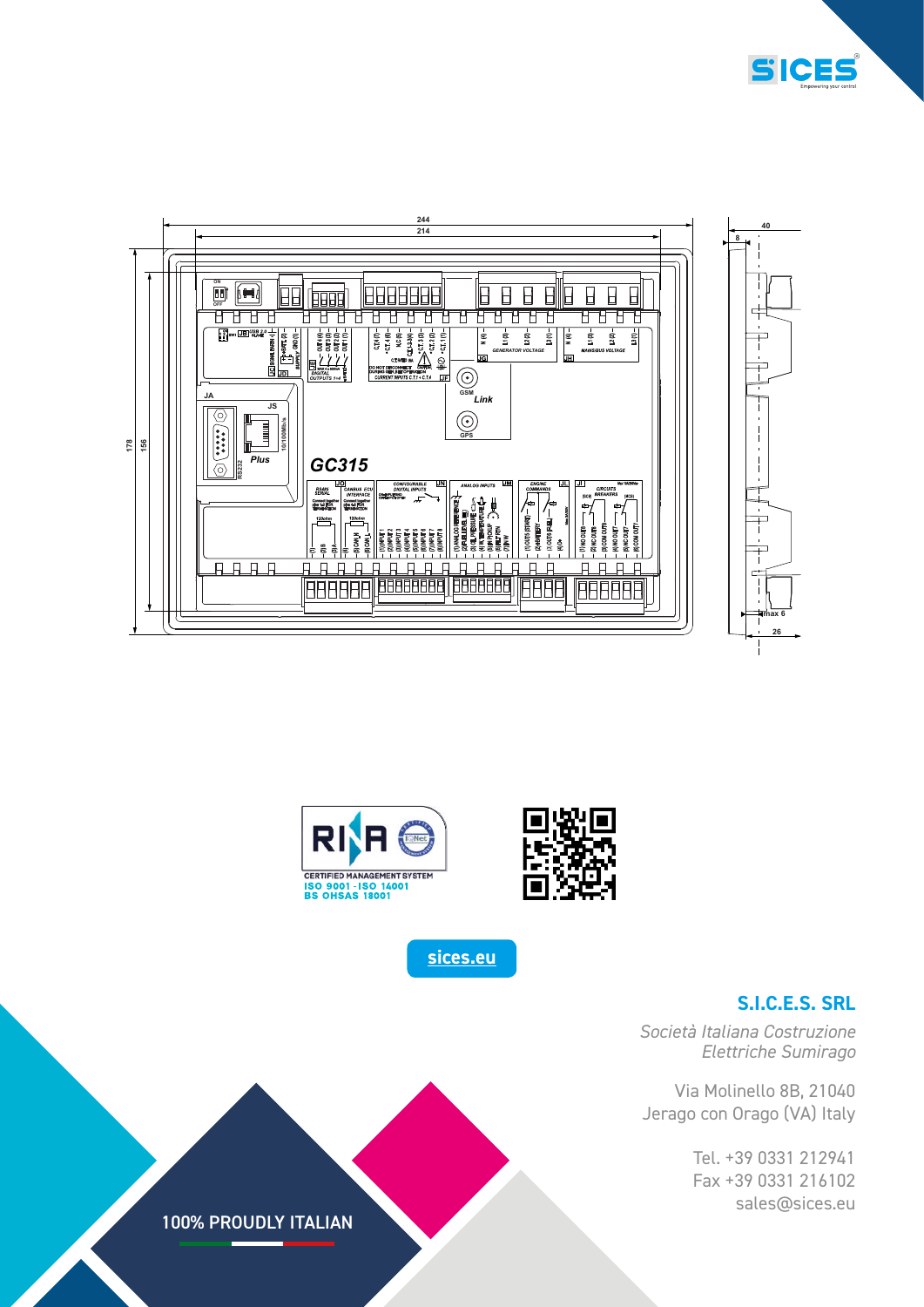S.I.C.E.S. SRL

*Società Italiana Costruzione Elettriche Sumirago*

Via Molinello 8B, 21040
Jerago con Orago (VA) Italy

Tel. +39 0331 212941
Fax +39 0331 216102
sales@sices.eu

sices.eu

CERTIFIED MANAGEMENT SYSTEM
ISO 9001 - ISO 14001
BS OHSAS 18001

100% PROUDLY ITALIAN